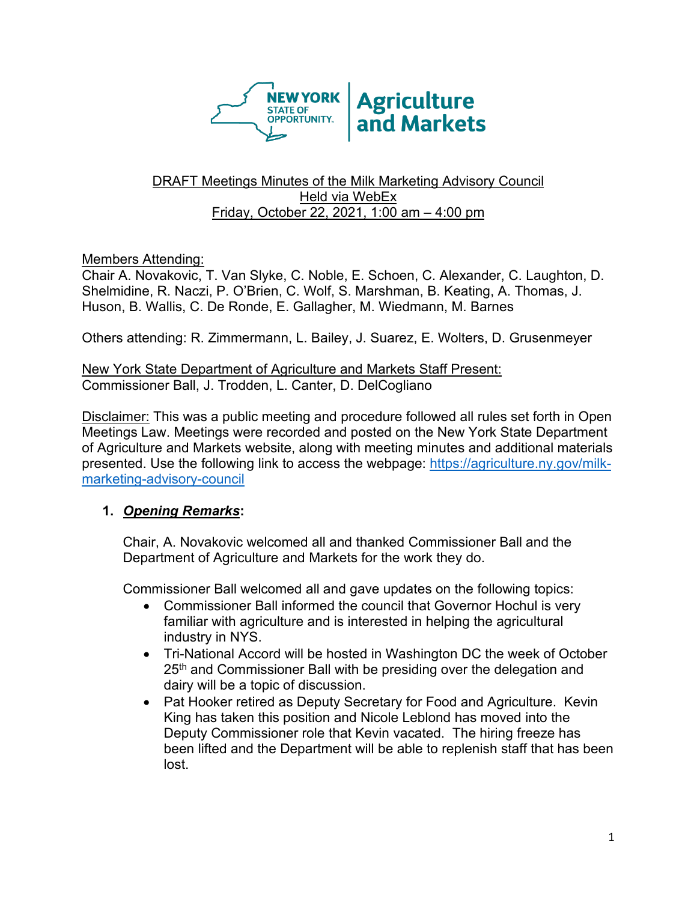NEW YORK STATE OF OPPORTUNITY. | Agriculture and Markets

DRAFT Meetings Minutes of the Milk Marketing Advisory Council
Held via WebEx
Friday, October 22, 2021, 1:00 am – 4:00 pm

Members Attending:
Chair A. Novakovic, T. Van Slyke, C. Noble, E. Schoen, C. Alexander, C. Laughton, D. Shelmidine, R. Naczi, P. O'Brien, C. Wolf, S. Marshman, B. Keating, A. Thomas, J. Huson, B. Wallis, C. De Ronde, E. Gallagher, M. Wiedmann, M. Barnes

Others attending: R. Zimmermann, L. Bailey, J. Suarez, E. Wolters, D. Grusenmeyer

New York State Department of Agriculture and Markets Staff Present:
Commissioner Ball, J. Trodden, L. Canter, D. DelCogliano

Disclaimer: This was a public meeting and procedure followed all rules set forth in Open Meetings Law. Meetings were recorded and posted on the New York State Department of Agriculture and Markets website, along with meeting minutes and additional materials presented. Use the following link to access the webpage: https://agriculture.ny.gov/milk-marketing-advisory-council

1. ***Opening Remarks*:**

   Chair, A. Novakovic welcomed all and thanked Commissioner Ball and the Department of Agriculture and Markets for the work they do.

   Commissioner Ball welcomed all and gave updates on the following topics:

   - Commissioner Ball informed the council that Governor Hochul is very familiar with agriculture and is interested in helping the agricultural industry in NYS.
   - Tri-National Accord will be hosted in Washington DC the week of October 25th and Commissioner Ball with be presiding over the delegation and dairy will be a topic of discussion.
   - Pat Hooker retired as Deputy Secretary for Food and Agriculture. Kevin King has taken this position and Nicole Leblond has moved into the Deputy Commissioner role that Kevin vacated. The hiring freeze has been lifted and the Department will be able to replenish staff that has been lost.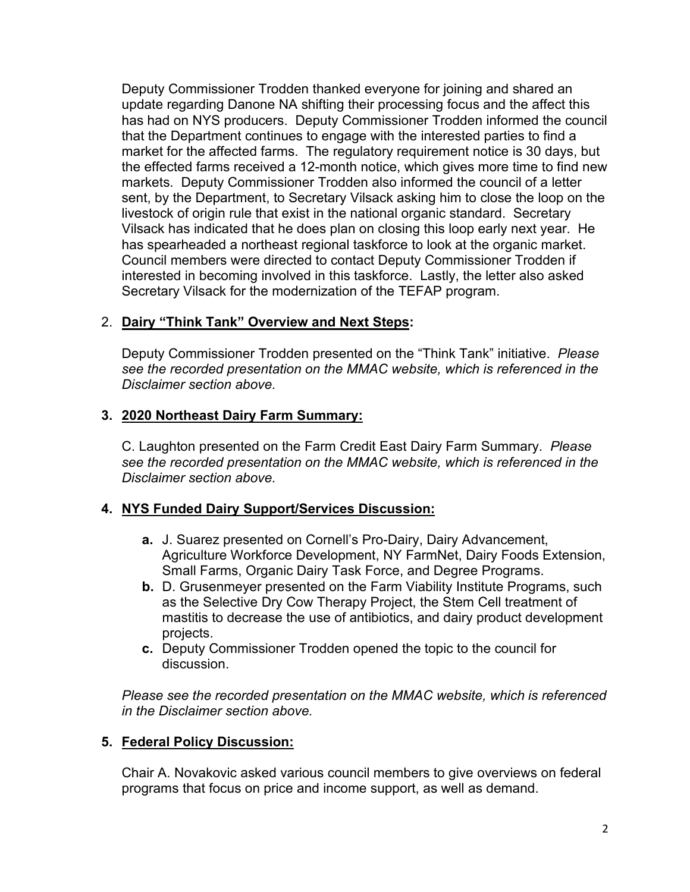Deputy Commissioner Trodden thanked everyone for joining and shared an update regarding Danone NA shifting their processing focus and the affect this has had on NYS producers. Deputy Commissioner Trodden informed the council that the Department continues to engage with the interested parties to find a market for the affected farms. The regulatory requirement notice is 30 days, but the effected farms received a 12-month notice, which gives more time to find new markets. Deputy Commissioner Trodden also informed the council of a letter sent, by the Department, to Secretary Vilsack asking him to close the loop on the livestock of origin rule that exist in the national organic standard. Secretary Vilsack has indicated that he does plan on closing this loop early next year. He has spearheaded a northeast regional taskforce to look at the organic market. Council members were directed to contact Deputy Commissioner Trodden if interested in becoming involved in this taskforce. Lastly, the letter also asked Secretary Vilsack for the modernization of the TEFAP program.

2. **Dairy "Think Tank" Overview and Next Steps:**

Deputy Commissioner Trodden presented on the "Think Tank" initiative. *Please see the recorded presentation on the MMAC website, which is referenced in the Disclaimer section above.*

**3. 2020 Northeast Dairy Farm Summary:**

C. Laughton presented on the Farm Credit East Dairy Farm Summary. *Please see the recorded presentation on the MMAC website, which is referenced in the Disclaimer section above.*

**4. NYS Funded Dairy Support/Services Discussion:**

- **a.** J. Suarez presented on Cornell's Pro-Dairy, Dairy Advancement, Agriculture Workforce Development, NY FarmNet, Dairy Foods Extension, Small Farms, Organic Dairy Task Force, and Degree Programs.
- **b.** D. Grusenmeyer presented on the Farm Viability Institute Programs, such as the Selective Dry Cow Therapy Project, the Stem Cell treatment of mastitis to decrease the use of antibiotics, and dairy product development projects.
- **c.** Deputy Commissioner Trodden opened the topic to the council for discussion.

*Please see the recorded presentation on the MMAC website, which is referenced in the Disclaimer section above.*

**5. Federal Policy Discussion:**

Chair A. Novakovic asked various council members to give overviews on federal programs that focus on price and income support, as well as demand.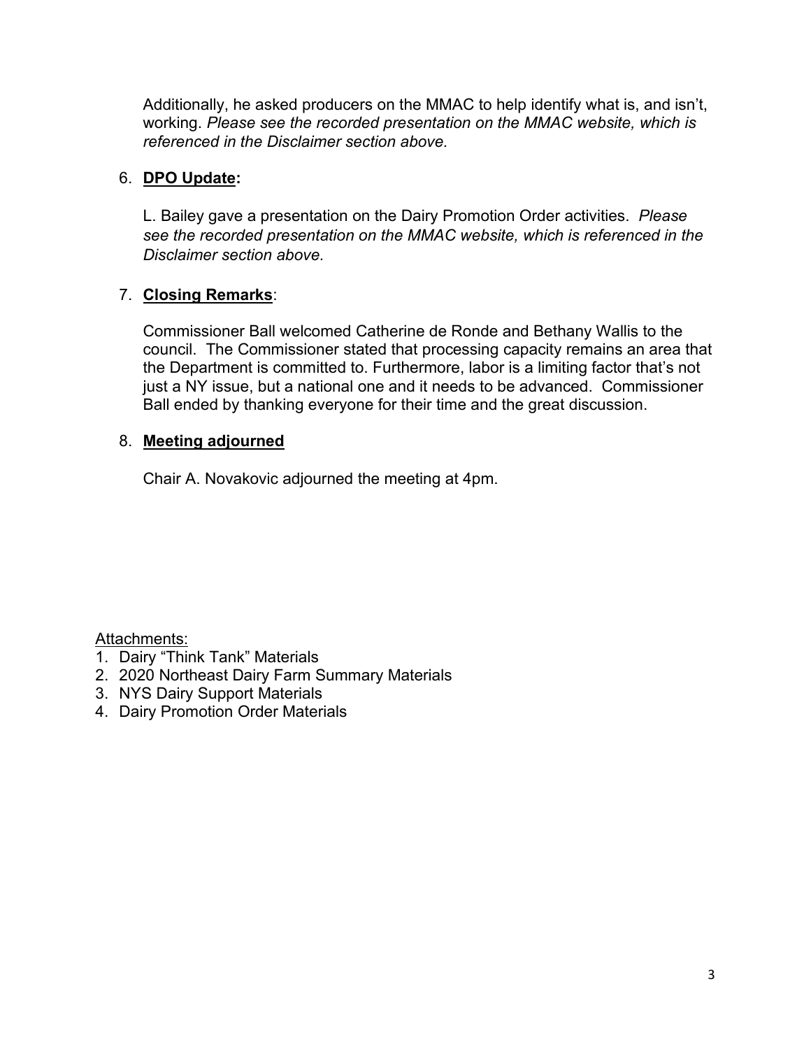Additionally, he asked producers on the MMAC to help identify what is, and isn't, working. *Please see the recorded presentation on the MMAC website, which is referenced in the Disclaimer section above.*

6. **DPO Update:**

   L. Bailey gave a presentation on the Dairy Promotion Order activities. *Please see the recorded presentation on the MMAC website, which is referenced in the Disclaimer section above.*

7. **Closing Remarks**:

   Commissioner Ball welcomed Catherine de Ronde and Bethany Wallis to the council. The Commissioner stated that processing capacity remains an area that the Department is committed to. Furthermore, labor is a limiting factor that's not just a NY issue, but a national one and it needs to be advanced. Commissioner Ball ended by thanking everyone for their time and the great discussion.

8. **Meeting adjourned**

   Chair A. Novakovic adjourned the meeting at 4pm.

Attachments:

1. Dairy "Think Tank" Materials
2. 2020 Northeast Dairy Farm Summary Materials
3. NYS Dairy Support Materials
4. Dairy Promotion Order Materials